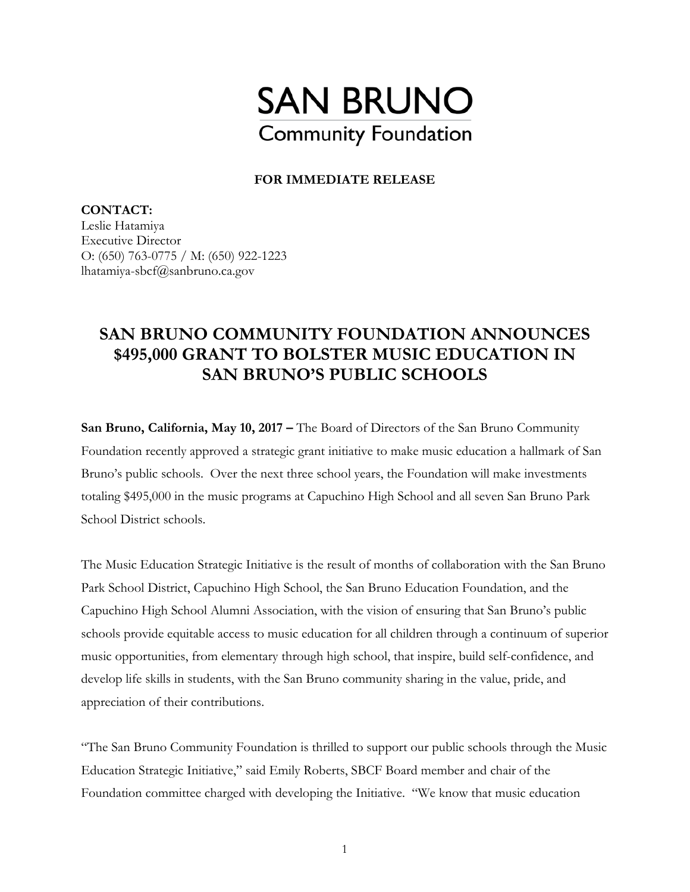SAN BRUNO

Community Foundation

**FOR IMMEDIATE RELEASE**

**CONTACT:**
Leslie Hatamiya
Executive Director
O: (650) 763-0775 / M: (650) 922-1223
lhatamiya-sbcf@sanbruno.ca.gov

# SAN BRUNO COMMUNITY FOUNDATION ANNOUNCES $495,000 GRANT TO BOLSTER MUSIC EDUCATION IN SAN BRUNO'S PUBLIC SCHOOLS

**San Bruno, California, May 10, 2017 –** The Board of Directors of the San Bruno Community Foundation recently approved a strategic grant initiative to make music education a hallmark of San Bruno's public schools. Over the next three school years, the Foundation will make investments totaling $495,000 in the music programs at Capuchino High School and all seven San Bruno Park School District schools.

The Music Education Strategic Initiative is the result of months of collaboration with the San Bruno Park School District, Capuchino High School, the San Bruno Education Foundation, and the Capuchino High School Alumni Association, with the vision of ensuring that San Bruno's public schools provide equitable access to music education for all children through a continuum of superior music opportunities, from elementary through high school, that inspire, build self-confidence, and develop life skills in students, with the San Bruno community sharing in the value, pride, and appreciation of their contributions.

"The San Bruno Community Foundation is thrilled to support our public schools through the Music Education Strategic Initiative," said Emily Roberts, SBCF Board member and chair of the Foundation committee charged with developing the Initiative. "We know that music education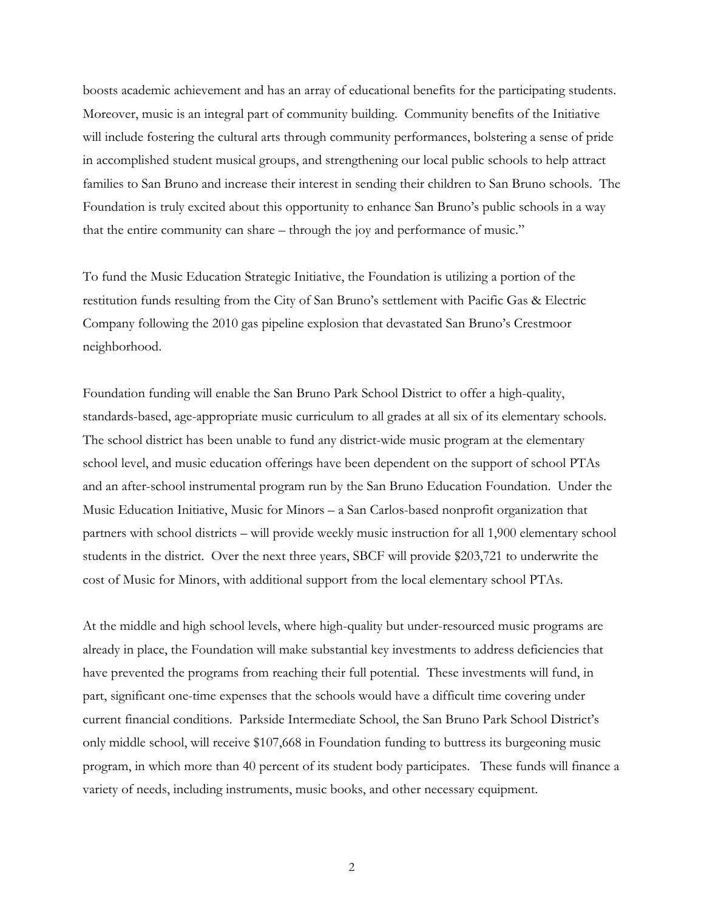boosts academic achievement and has an array of educational benefits for the participating students. Moreover, music is an integral part of community building. Community benefits of the Initiative will include fostering the cultural arts through community performances, bolstering a sense of pride in accomplished student musical groups, and strengthening our local public schools to help attract families to San Bruno and increase their interest in sending their children to San Bruno schools. The Foundation is truly excited about this opportunity to enhance San Bruno's public schools in a way that the entire community can share – through the joy and performance of music."

To fund the Music Education Strategic Initiative, the Foundation is utilizing a portion of the restitution funds resulting from the City of San Bruno's settlement with Pacific Gas & Electric Company following the 2010 gas pipeline explosion that devastated San Bruno's Crestmoor neighborhood.

Foundation funding will enable the San Bruno Park School District to offer a high-quality, standards-based, age-appropriate music curriculum to all grades at all six of its elementary schools. The school district has been unable to fund any district-wide music program at the elementary school level, and music education offerings have been dependent on the support of school PTAs and an after-school instrumental program run by the San Bruno Education Foundation. Under the Music Education Initiative, Music for Minors – a San Carlos-based nonprofit organization that partners with school districts – will provide weekly music instruction for all 1,900 elementary school students in the district. Over the next three years, SBCF will provide $203,721 to underwrite the cost of Music for Minors, with additional support from the local elementary school PTAs.

At the middle and high school levels, where high-quality but under-resourced music programs are already in place, the Foundation will make substantial key investments to address deficiencies that have prevented the programs from reaching their full potential. These investments will fund, in part, significant one-time expenses that the schools would have a difficult time covering under current financial conditions. Parkside Intermediate School, the San Bruno Park School District's only middle school, will receive $107,668 in Foundation funding to buttress its burgeoning music program, in which more than 40 percent of its student body participates. These funds will finance a variety of needs, including instruments, music books, and other necessary equipment.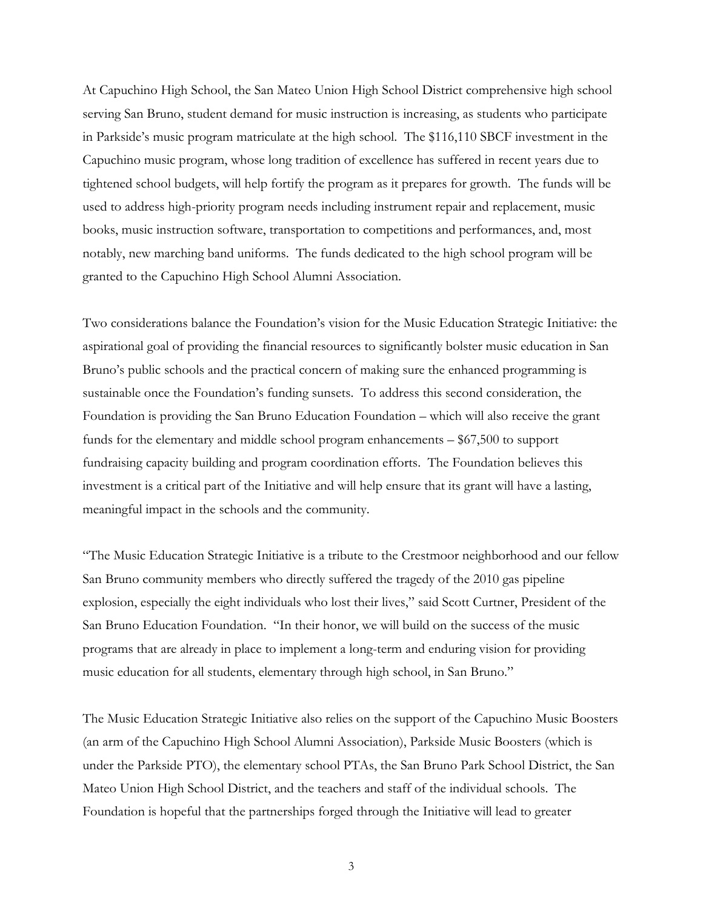At Capuchino High School, the San Mateo Union High School District comprehensive high school serving San Bruno, student demand for music instruction is increasing, as students who participate in Parkside's music program matriculate at the high school. The $116,110 SBCF investment in the Capuchino music program, whose long tradition of excellence has suffered in recent years due to tightened school budgets, will help fortify the program as it prepares for growth. The funds will be used to address high-priority program needs including instrument repair and replacement, music books, music instruction software, transportation to competitions and performances, and, most notably, new marching band uniforms. The funds dedicated to the high school program will be granted to the Capuchino High School Alumni Association.

Two considerations balance the Foundation's vision for the Music Education Strategic Initiative: the aspirational goal of providing the financial resources to significantly bolster music education in San Bruno's public schools and the practical concern of making sure the enhanced programming is sustainable once the Foundation's funding sunsets. To address this second consideration, the Foundation is providing the San Bruno Education Foundation – which will also receive the grant funds for the elementary and middle school program enhancements – $67,500 to support fundraising capacity building and program coordination efforts. The Foundation believes this investment is a critical part of the Initiative and will help ensure that its grant will have a lasting, meaningful impact in the schools and the community.

"The Music Education Strategic Initiative is a tribute to the Crestmoor neighborhood and our fellow San Bruno community members who directly suffered the tragedy of the 2010 gas pipeline explosion, especially the eight individuals who lost their lives," said Scott Curtner, President of the San Bruno Education Foundation. "In their honor, we will build on the success of the music programs that are already in place to implement a long-term and enduring vision for providing music education for all students, elementary through high school, in San Bruno."

The Music Education Strategic Initiative also relies on the support of the Capuchino Music Boosters (an arm of the Capuchino High School Alumni Association), Parkside Music Boosters (which is under the Parkside PTO), the elementary school PTAs, the San Bruno Park School District, the San Mateo Union High School District, and the teachers and staff of the individual schools. The Foundation is hopeful that the partnerships forged through the Initiative will lead to greater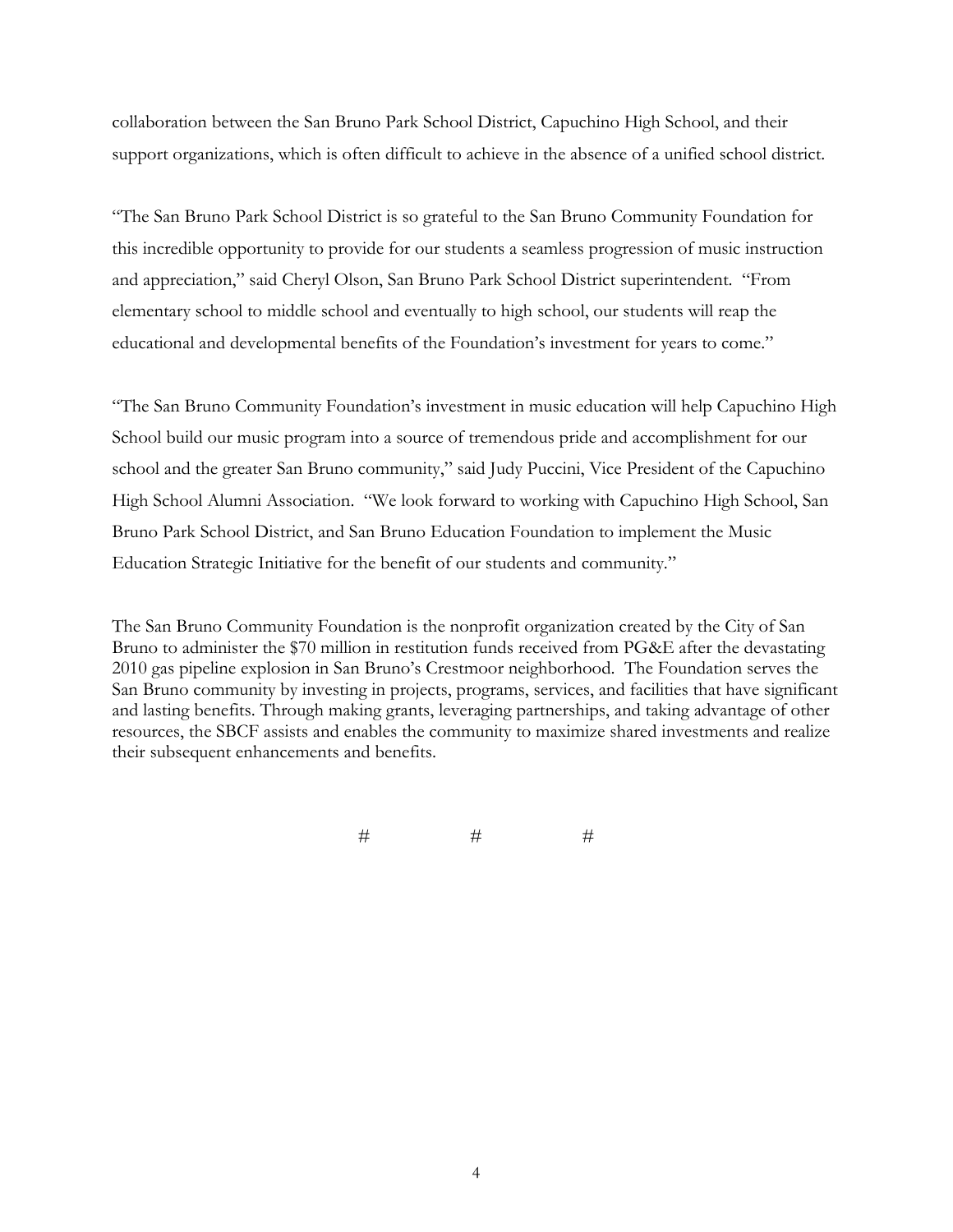collaboration between the San Bruno Park School District, Capuchino High School, and their support organizations, which is often difficult to achieve in the absence of a unified school district.

"The San Bruno Park School District is so grateful to the San Bruno Community Foundation for this incredible opportunity to provide for our students a seamless progression of music instruction and appreciation," said Cheryl Olson, San Bruno Park School District superintendent. "From elementary school to middle school and eventually to high school, our students will reap the educational and developmental benefits of the Foundation's investment for years to come."

"The San Bruno Community Foundation's investment in music education will help Capuchino High School build our music program into a source of tremendous pride and accomplishment for our school and the greater San Bruno community," said Judy Puccini, Vice President of the Capuchino High School Alumni Association. "We look forward to working with Capuchino High School, San Bruno Park School District, and San Bruno Education Foundation to implement the Music Education Strategic Initiative for the benefit of our students and community."

The San Bruno Community Foundation is the nonprofit organization created by the City of San Bruno to administer the $70 million in restitution funds received from PG&E after the devastating 2010 gas pipeline explosion in San Bruno's Crestmoor neighborhood. The Foundation serves the San Bruno community by investing in projects, programs, services, and facilities that have significant and lasting benefits. Through making grants, leveraging partnerships, and taking advantage of other resources, the SBCF assists and enables the community to maximize shared investments and realize their subsequent enhancements and benefits.

# # #